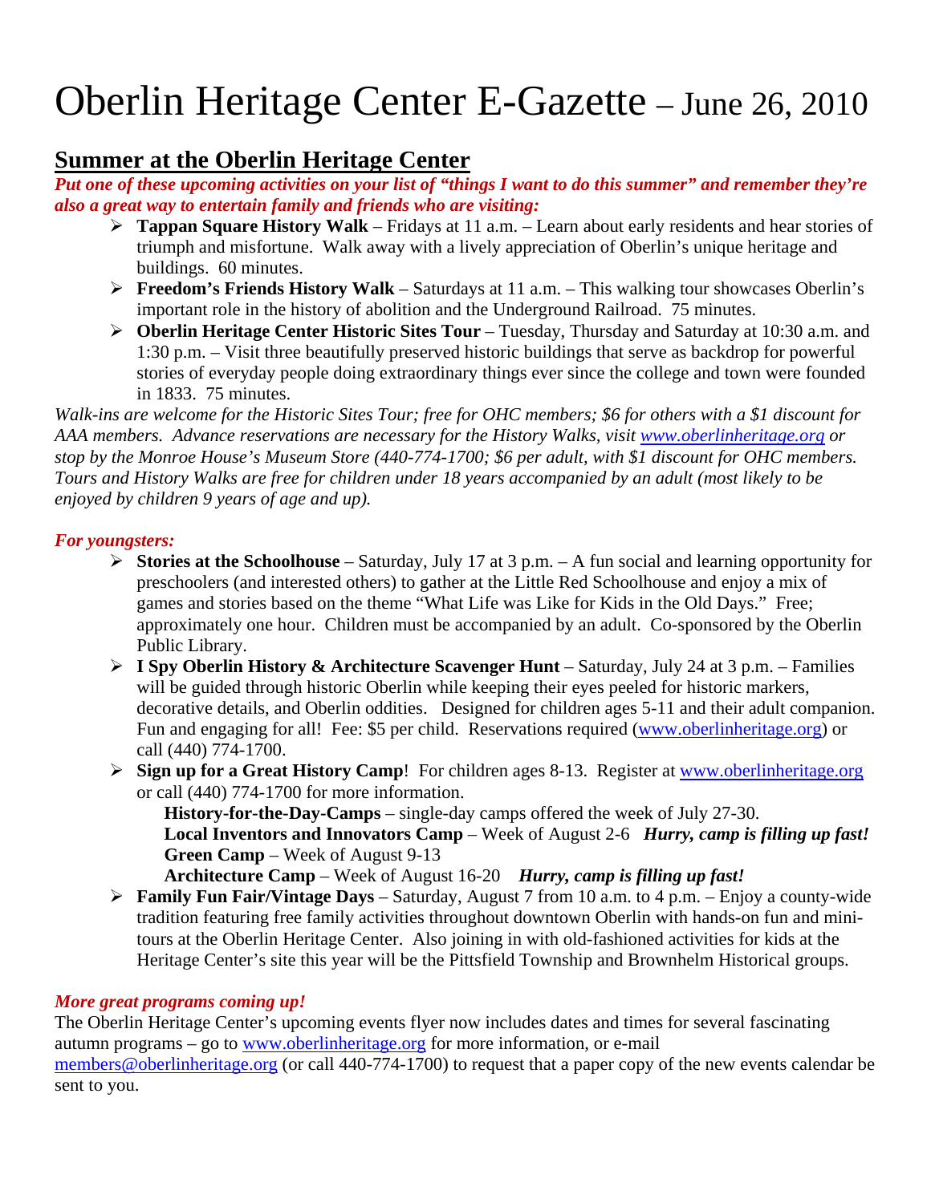# Oberlin Heritage Center E-Gazette – June 26, 2010

## Summer at the Oberlin Heritage Center

***Put one of these upcoming activities on your list of "things I want to do this summer" and remember they're also a great way to entertain family and friends who are visiting:***

- **Tappan Square History Walk** – Fridays at 11 a.m. – Learn about early residents and hear stories of triumph and misfortune. Walk away with a lively appreciation of Oberlin's unique heritage and buildings. 60 minutes.
- **Freedom's Friends History Walk** – Saturdays at 11 a.m. – This walking tour showcases Oberlin's important role in the history of abolition and the Underground Railroad. 75 minutes.
- **Oberlin Heritage Center Historic Sites Tour** – Tuesday, Thursday and Saturday at 10:30 a.m. and 1:30 p.m. – Visit three beautifully preserved historic buildings that serve as backdrop for powerful stories of everyday people doing extraordinary things ever since the college and town were founded in 1833. 75 minutes.

*Walk-ins are welcome for the Historic Sites Tour; free for OHC members; $6 for others with a $1 discount for AAA members. Advance reservations are necessary for the History Walks, visit www.oberlinheritage.org or stop by the Monroe House's Museum Store (440-774-1700; $6 per adult, with $1 discount for OHC members. Tours and History Walks are free for children under 18 years accompanied by an adult (most likely to be enjoyed by children 9 years of age and up).*

***For youngsters:***

- **Stories at the Schoolhouse** – Saturday, July 17 at 3 p.m. – A fun social and learning opportunity for preschoolers (and interested others) to gather at the Little Red Schoolhouse and enjoy a mix of games and stories based on the theme "What Life was Like for Kids in the Old Days." Free; approximately one hour. Children must be accompanied by an adult. Co-sponsored by the Oberlin Public Library.
- **I Spy Oberlin History & Architecture Scavenger Hunt** – Saturday, July 24 at 3 p.m. – Families will be guided through historic Oberlin while keeping their eyes peeled for historic markers, decorative details, and Oberlin oddities. Designed for children ages 5-11 and their adult companion. Fun and engaging for all! Fee: $5 per child. Reservations required (www.oberlinheritage.org) or call (440) 774-1700.
- **Sign up for a Great History Camp**! For children ages 8-13. Register at www.oberlinheritage.org or call (440) 774-1700 for more information.
  - **History-for-the-Day-Camps** – single-day camps offered the week of July 27-30.
  - **Local Inventors and Innovators Camp** – Week of August 2-6 ***Hurry, camp is filling up fast!***
  - **Green Camp** – Week of August 9-13
  - **Architecture Camp** – Week of August 16-20 ***Hurry, camp is filling up fast!***
- **Family Fun Fair/Vintage Days** – Saturday, August 7 from 10 a.m. to 4 p.m. – Enjoy a county-wide tradition featuring free family activities throughout downtown Oberlin with hands-on fun and mini-tours at the Oberlin Heritage Center. Also joining in with old-fashioned activities for kids at the Heritage Center's site this year will be the Pittsfield Township and Brownhelm Historical groups.

***More great programs coming up!***

The Oberlin Heritage Center's upcoming events flyer now includes dates and times for several fascinating autumn programs – go to www.oberlinheritage.org for more information, or e-mail members@oberlinheritage.org (or call 440-774-1700) to request that a paper copy of the new events calendar be sent to you.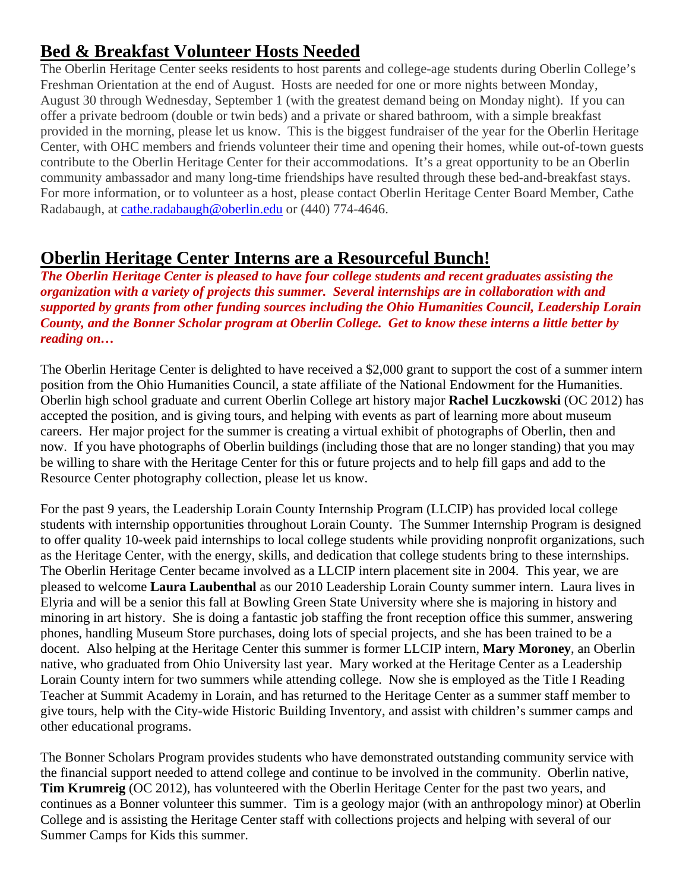## Bed & Breakfast Volunteer Hosts Needed

The Oberlin Heritage Center seeks residents to host parents and college-age students during Oberlin College's Freshman Orientation at the end of August. Hosts are needed for one or more nights between Monday, August 30 through Wednesday, September 1 (with the greatest demand being on Monday night). If you can offer a private bedroom (double or twin beds) and a private or shared bathroom, with a simple breakfast provided in the morning, please let us know. This is the biggest fundraiser of the year for the Oberlin Heritage Center, with OHC members and friends volunteer their time and opening their homes, while out-of-town guests contribute to the Oberlin Heritage Center for their accommodations. It's a great opportunity to be an Oberlin community ambassador and many long-time friendships have resulted through these bed-and-breakfast stays. For more information, or to volunteer as a host, please contact Oberlin Heritage Center Board Member, Cathe Radabaugh, at cathe.radabaugh@oberlin.edu or (440) 774-4646.

## Oberlin Heritage Center Interns are a Resourceful Bunch!

***The Oberlin Heritage Center is pleased to have four college students and recent graduates assisting the organization with a variety of projects this summer. Several internships are in collaboration with and supported by grants from other funding sources including the Ohio Humanities Council, Leadership Lorain County, and the Bonner Scholar program at Oberlin College. Get to know these interns a little better by reading on…***

The Oberlin Heritage Center is delighted to have received a $2,000 grant to support the cost of a summer intern position from the Ohio Humanities Council, a state affiliate of the National Endowment for the Humanities. Oberlin high school graduate and current Oberlin College art history major **Rachel Luczkowski** (OC 2012) has accepted the position, and is giving tours, and helping with events as part of learning more about museum careers. Her major project for the summer is creating a virtual exhibit of photographs of Oberlin, then and now. If you have photographs of Oberlin buildings (including those that are no longer standing) that you may be willing to share with the Heritage Center for this or future projects and to help fill gaps and add to the Resource Center photography collection, please let us know.

For the past 9 years, the Leadership Lorain County Internship Program (LLCIP) has provided local college students with internship opportunities throughout Lorain County. The Summer Internship Program is designed to offer quality 10-week paid internships to local college students while providing nonprofit organizations, such as the Heritage Center, with the energy, skills, and dedication that college students bring to these internships. The Oberlin Heritage Center became involved as a LLCIP intern placement site in 2004. This year, we are pleased to welcome **Laura Laubenthal** as our 2010 Leadership Lorain County summer intern. Laura lives in Elyria and will be a senior this fall at Bowling Green State University where she is majoring in history and minoring in art history. She is doing a fantastic job staffing the front reception office this summer, answering phones, handling Museum Store purchases, doing lots of special projects, and she has been trained to be a docent. Also helping at the Heritage Center this summer is former LLCIP intern, **Mary Moroney**, an Oberlin native, who graduated from Ohio University last year. Mary worked at the Heritage Center as a Leadership Lorain County intern for two summers while attending college. Now she is employed as the Title I Reading Teacher at Summit Academy in Lorain, and has returned to the Heritage Center as a summer staff member to give tours, help with the City-wide Historic Building Inventory, and assist with children's summer camps and other educational programs.

The Bonner Scholars Program provides students who have demonstrated outstanding community service with the financial support needed to attend college and continue to be involved in the community. Oberlin native, **Tim Krumreig** (OC 2012), has volunteered with the Oberlin Heritage Center for the past two years, and continues as a Bonner volunteer this summer. Tim is a geology major (with an anthropology minor) at Oberlin College and is assisting the Heritage Center staff with collections projects and helping with several of our Summer Camps for Kids this summer.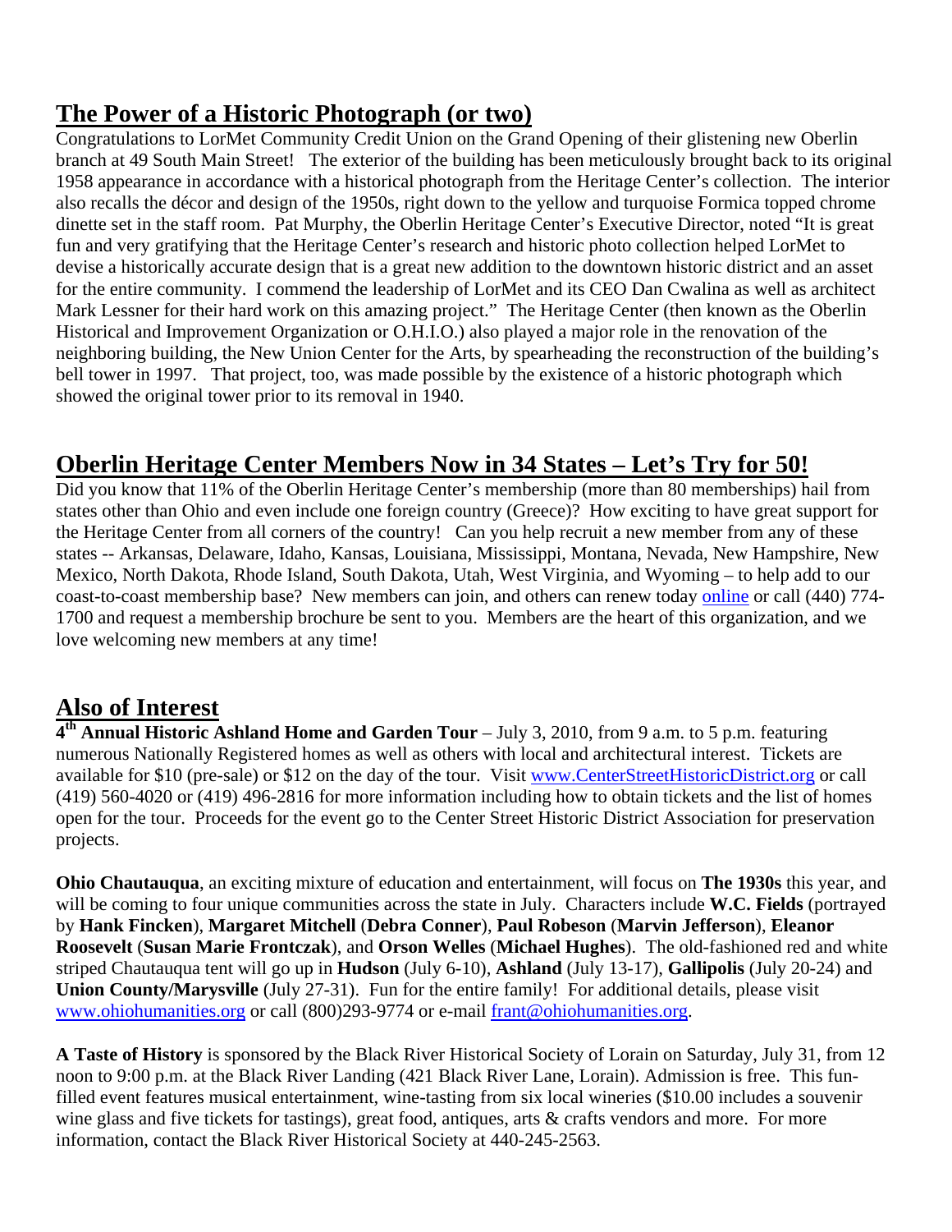## The Power of a Historic Photograph (or two)

Congratulations to LorMet Community Credit Union on the Grand Opening of their glistening new Oberlin branch at 49 South Main Street! The exterior of the building has been meticulously brought back to its original 1958 appearance in accordance with a historical photograph from the Heritage Center's collection. The interior also recalls the décor and design of the 1950s, right down to the yellow and turquoise Formica topped chrome dinette set in the staff room. Pat Murphy, the Oberlin Heritage Center's Executive Director, noted "It is great fun and very gratifying that the Heritage Center's research and historic photo collection helped LorMet to devise a historically accurate design that is a great new addition to the downtown historic district and an asset for the entire community. I commend the leadership of LorMet and its CEO Dan Cwalina as well as architect Mark Lessner for their hard work on this amazing project." The Heritage Center (then known as the Oberlin Historical and Improvement Organization or O.H.I.O.) also played a major role in the renovation of the neighboring building, the New Union Center for the Arts, by spearheading the reconstruction of the building's bell tower in 1997. That project, too, was made possible by the existence of a historic photograph which showed the original tower prior to its removal in 1940.

## Oberlin Heritage Center Members Now in 34 States – Let's Try for 50!

Did you know that 11% of the Oberlin Heritage Center's membership (more than 80 memberships) hail from states other than Ohio and even include one foreign country (Greece)? How exciting to have great support for the Heritage Center from all corners of the country! Can you help recruit a new member from any of these states -- Arkansas, Delaware, Idaho, Kansas, Louisiana, Mississippi, Montana, Nevada, New Hampshire, New Mexico, North Dakota, Rhode Island, South Dakota, Utah, West Virginia, and Wyoming – to help add to our coast-to-coast membership base? New members can join, and others can renew today online or call (440) 774-1700 and request a membership brochure be sent to you. Members are the heart of this organization, and we love welcoming new members at any time!

## Also of Interest

**4th Annual Historic Ashland Home and Garden Tour** – July 3, 2010, from 9 a.m. to 5 p.m. featuring numerous Nationally Registered homes as well as others with local and architectural interest. Tickets are available for $10 (pre-sale) or $12 on the day of the tour. Visit www.CenterStreetHistoricDistrict.org or call (419) 560-4020 or (419) 496-2816 for more information including how to obtain tickets and the list of homes open for the tour. Proceeds for the event go to the Center Street Historic District Association for preservation projects.

**Ohio Chautauqua**, an exciting mixture of education and entertainment, will focus on **The 1930s** this year, and will be coming to four unique communities across the state in July. Characters include **W.C. Fields** (portrayed by **Hank Fincken**), **Margaret Mitchell** (**Debra Conner**), **Paul Robeson** (**Marvin Jefferson**), **Eleanor Roosevelt** (**Susan Marie Frontczak**), and **Orson Welles** (**Michael Hughes**). The old-fashioned red and white striped Chautauqua tent will go up in **Hudson** (July 6-10), **Ashland** (July 13-17), **Gallipolis** (July 20-24) and **Union County/Marysville** (July 27-31). Fun for the entire family! For additional details, please visit www.ohiohumanities.org or call (800)293-9774 or e-mail frant@ohiohumanities.org.

**A Taste of History** is sponsored by the Black River Historical Society of Lorain on Saturday, July 31, from 12 noon to 9:00 p.m. at the Black River Landing (421 Black River Lane, Lorain). Admission is free. This fun-filled event features musical entertainment, wine-tasting from six local wineries ($10.00 includes a souvenir wine glass and five tickets for tastings), great food, antiques, arts & crafts vendors and more. For more information, contact the Black River Historical Society at 440-245-2563.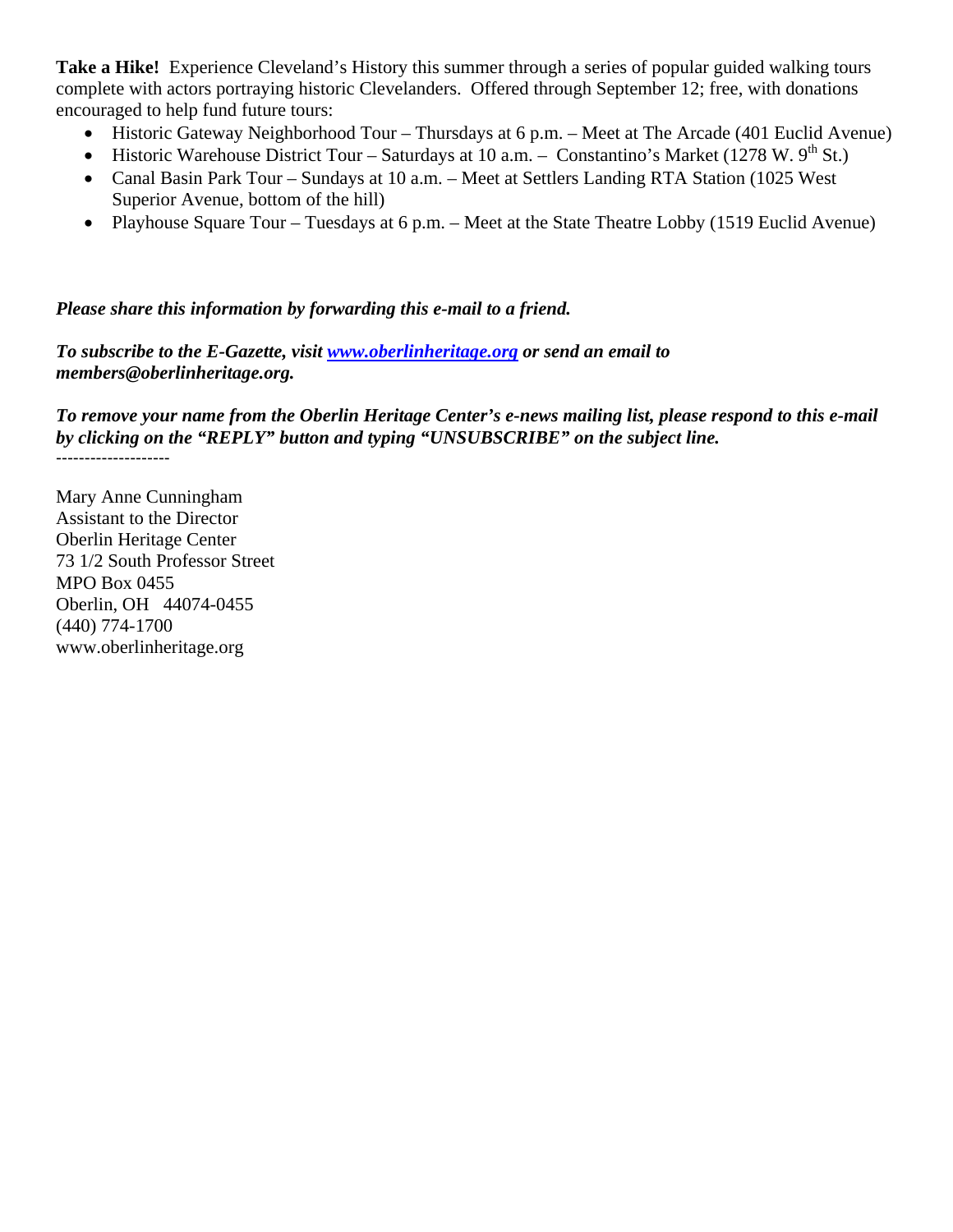**Take a Hike!** Experience Cleveland's History this summer through a series of popular guided walking tours complete with actors portraying historic Clevelanders. Offered through September 12; free, with donations encouraged to help fund future tours:

- Historic Gateway Neighborhood Tour – Thursdays at 6 p.m. – Meet at The Arcade (401 Euclid Avenue)
- Historic Warehouse District Tour – Saturdays at 10 a.m. – Constantino's Market (1278 W. 9th St.)
- Canal Basin Park Tour – Sundays at 10 a.m. – Meet at Settlers Landing RTA Station (1025 West Superior Avenue, bottom of the hill)
- Playhouse Square Tour – Tuesdays at 6 p.m. – Meet at the State Theatre Lobby (1519 Euclid Avenue)

***Please share this information by forwarding this e-mail to a friend.***

***To subscribe to the E-Gazette, visit [www.oberlinheritage.org](http://www.oberlinheritage.org) or send an email to members@oberlinheritage.org.***

***To remove your name from the Oberlin Heritage Center's e-news mailing list, please respond to this e-mail by clicking on the "REPLY" button and typing "UNSUBSCRIBE" on the subject line.***

--------------------

Mary Anne Cunningham
Assistant to the Director
Oberlin Heritage Center
73 1/2 South Professor Street
MPO Box 0455
Oberlin, OH 44074-0455
(440) 774-1700
www.oberlinheritage.org